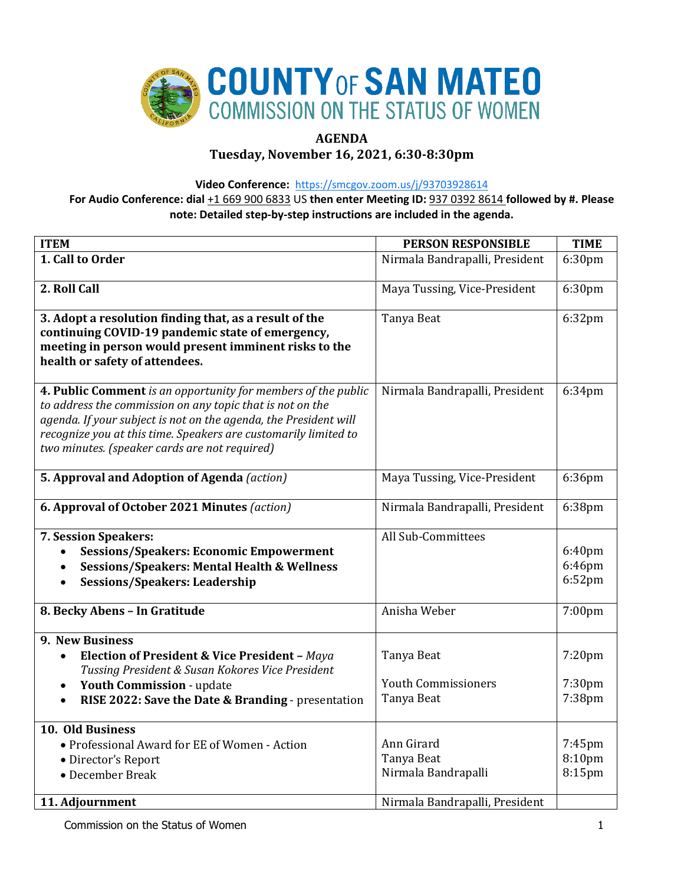# COUNTY OF SAN MATEO
## COMMISSION ON THE STATUS OF WOMEN

**AGENDA**
**Tuesday, November 16, 2021, 6:30-8:30pm**

**Video Conference:** https://smcgov.zoom.us/j/93703928614
**For Audio Conference: dial** +1 669 900 6833 US **then enter Meeting ID:** 937 0392 8614 **followed by #. Please note: Detailed step-by-step instructions are included in the agenda.**

| ITEM | PERSON RESPONSIBLE | TIME |
|---|---|---|
| **1. Call to Order** | Nirmala Bandrapalli, President | 6:30pm |
| **2. Roll Call** | Maya Tussing, Vice-President | 6:30pm |
| **3. Adopt a resolution finding that, as a result of the continuing COVID-19 pandemic state of emergency, meeting in person would present imminent risks to the health or safety of attendees.** | Tanya Beat | 6:32pm |
| **4. Public Comment** *is an opportunity for members of the public to address the commission on any topic that is not on the agenda. If your subject is not on the agenda, the President will recognize you at this time. Speakers are customarily limited to two minutes. (speaker cards are not required)* | Nirmala Bandrapalli, President | 6:34pm |
| **5. Approval and Adoption of Agenda** *(action)* | Maya Tussing, Vice-President | 6:36pm |
| **6. Approval of October 2021 Minutes** *(action)* | Nirmala Bandrapalli, President | 6:38pm |
| **7. Session Speakers:**<br>• **Sessions/Speakers: Economic Empowerment**<br>• **Sessions/Speakers: Mental Health & Wellness**<br>• **Sessions/Speakers: Leadership** | All Sub-Committees | <br>6:40pm<br>6:46pm<br>6:52pm |
| **8. Becky Abens – In Gratitude** | Anisha Weber | 7:00pm |
| **9. New Business**<br>• **Election of President & Vice President –** *Maya Tussing President & Susan Kokores Vice President*<br>• **Youth Commission** - update<br>• **RISE 2022: Save the Date & Branding** - presentation | <br>Tanya Beat<br><br>Youth Commissioners<br>Tanya Beat | <br>7:20pm<br><br>7:30pm<br>7:38pm |
| **10. Old Business**<br>• Professional Award for EE of Women - Action<br>• Director's Report<br>• December Break | <br>Ann Girard<br>Tanya Beat<br>Nirmala Bandrapalli | <br>7:45pm<br>8:10pm<br>8:15pm |
| **11. Adjournment** | Nirmala Bandrapalli, President | |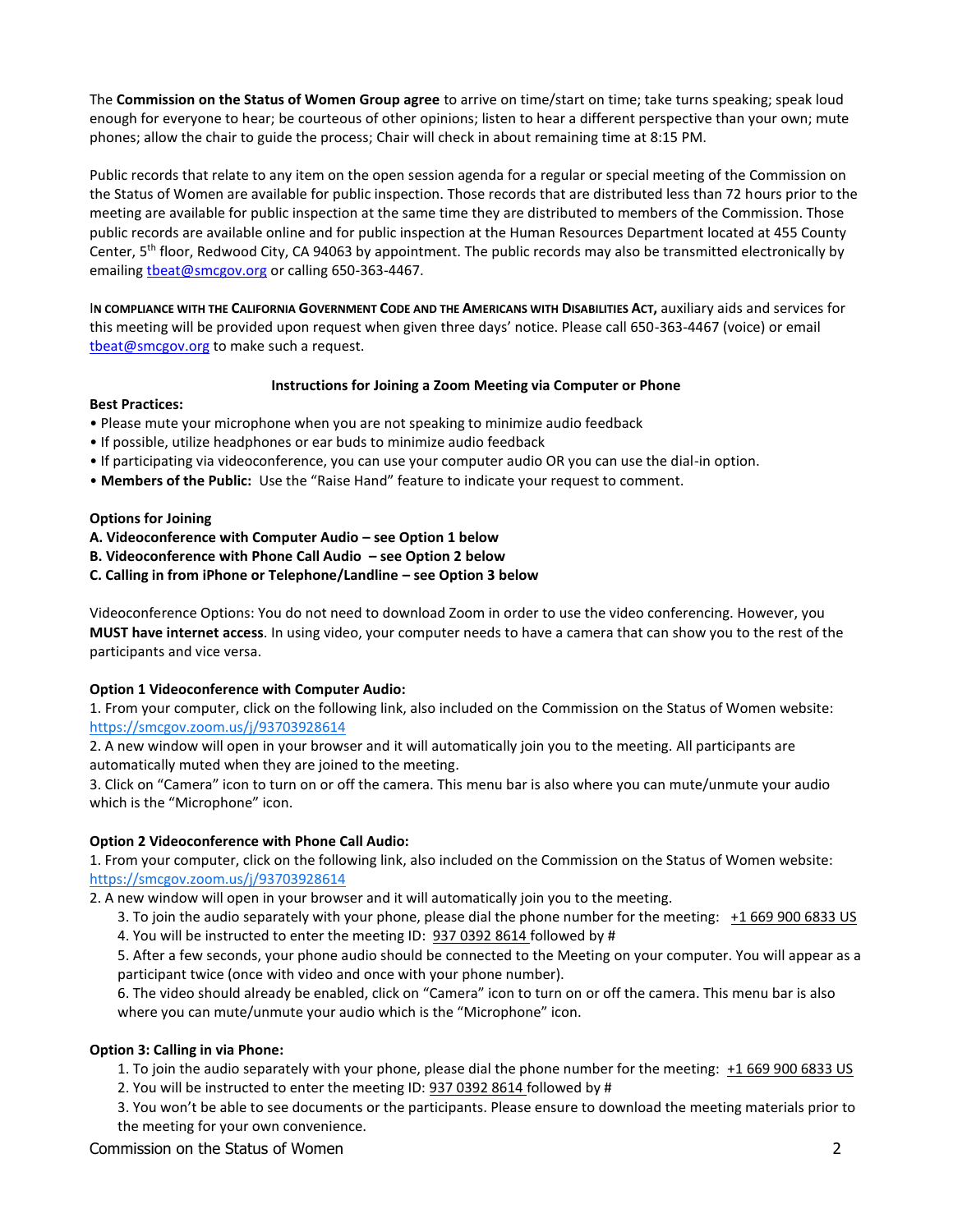The **Commission on the Status of Women Group agree** to arrive on time/start on time; take turns speaking; speak loud enough for everyone to hear; be courteous of other opinions; listen to hear a different perspective than your own; mute phones; allow the chair to guide the process; Chair will check in about remaining time at 8:15 PM.

Public records that relate to any item on the open session agenda for a regular or special meeting of the Commission on the Status of Women are available for public inspection. Those records that are distributed less than 72 hours prior to the meeting are available for public inspection at the same time they are distributed to members of the Commission. Those public records are available online and for public inspection at the Human Resources Department located at 455 County Center, 5th floor, Redwood City, CA 94063 by appointment. The public records may also be transmitted electronically by emailing tbeat@smcgov.org or calling 650-363-4467.

**IN COMPLIANCE WITH THE CALIFORNIA GOVERNMENT CODE AND THE AMERICANS WITH DISABILITIES ACT,** auxiliary aids and services for this meeting will be provided upon request when given three days' notice. Please call 650-363-4467 (voice) or email tbeat@smcgov.org to make such a request.

**Instructions for Joining a Zoom Meeting via Computer or Phone**

**Best Practices:**

- Please mute your microphone when you are not speaking to minimize audio feedback
- If possible, utilize headphones or ear buds to minimize audio feedback
- If participating via videoconference, you can use your computer audio OR you can use the dial-in option.
- **Members of the Public:** Use the "Raise Hand" feature to indicate your request to comment.

**Options for Joining**

**A. Videoconference with Computer Audio – see Option 1 below**
**B. Videoconference with Phone Call Audio – see Option 2 below**
**C. Calling in from iPhone or Telephone/Landline – see Option 3 below**

Videoconference Options: You do not need to download Zoom in order to use the video conferencing. However, you **MUST have internet access**. In using video, your computer needs to have a camera that can show you to the rest of the participants and vice versa.

**Option 1 Videoconference with Computer Audio:**

1. From your computer, click on the following link, also included on the Commission on the Status of Women website: https://smcgov.zoom.us/j/93703928614
2. A new window will open in your browser and it will automatically join you to the meeting. All participants are automatically muted when they are joined to the meeting.
3. Click on "Camera" icon to turn on or off the camera. This menu bar is also where you can mute/unmute your audio which is the "Microphone" icon.

**Option 2 Videoconference with Phone Call Audio:**

1. From your computer, click on the following link, also included on the Commission on the Status of Women website: https://smcgov.zoom.us/j/93703928614
2. A new window will open in your browser and it will automatically join you to the meeting.
3. To join the audio separately with your phone, please dial the phone number for the meeting: +1 669 900 6833 US
4. You will be instructed to enter the meeting ID: 937 0392 8614 followed by #
5. After a few seconds, your phone audio should be connected to the Meeting on your computer. You will appear as a participant twice (once with video and once with your phone number).
6. The video should already be enabled, click on "Camera" icon to turn on or off the camera. This menu bar is also where you can mute/unmute your audio which is the "Microphone" icon.

**Option 3: Calling in via Phone:**

1. To join the audio separately with your phone, please dial the phone number for the meeting: +1 669 900 6833 US
2. You will be instructed to enter the meeting ID: 937 0392 8614 followed by #
3. You won't be able to see documents or the participants. Please ensure to download the meeting materials prior to the meeting for your own convenience.